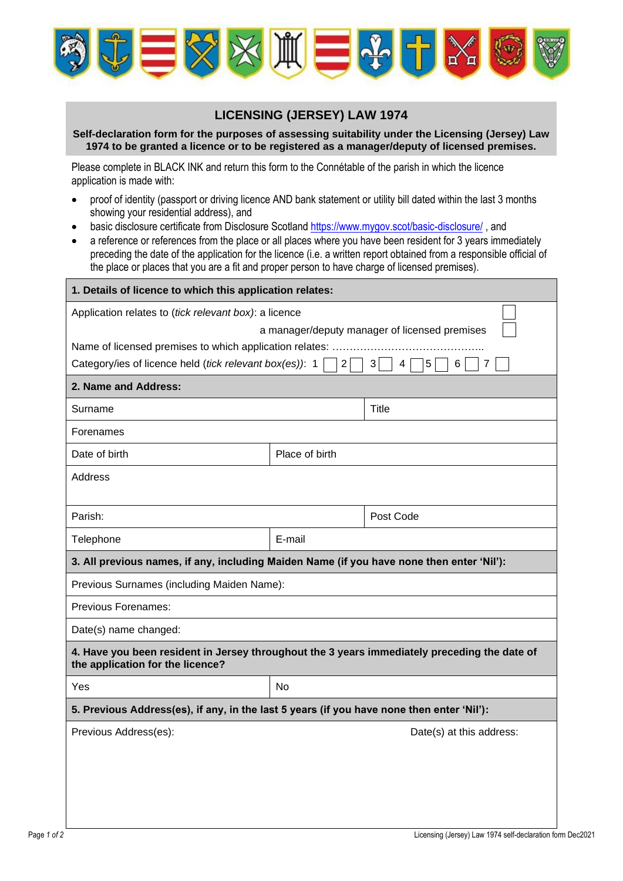# LICENSING (JERSEY) LAW 1974

**Self-declaration form for the purposes of assessing suitability under the Licensing (Jersey) Law 1974 to be granted a licence or to be registered as a manager/deputy of licensed premises.**

Please complete in BLACK INK and return this form to the Connétable of the parish in which the licence application is made with:

- proof of identity (passport or driving licence AND bank statement or utility bill dated within the last 3 months showing your residential address), and
- basic disclosure certificate from Disclosure Scotland https://www.mygov.scot/basic-disclosure/ , and
- a reference or references from the place or all places where you have been resident for 3 years immediately preceding the date of the application for the licence (i.e. a written report obtained from a responsible official of the place or places that you are a fit and proper person to have charge of licensed premises).

| **1. Details of licence to which this application relates:** | | |
|---|---|---|
| Application relates to (*tick relevant box*): a licence ☐<br>a manager/deputy manager of licensed premises ☐<br>Name of licensed premises to which application relates: ……………………………………..<br>Category/ies of licence held (*tick relevant box(es)*): 1 ☐ 2 ☐ 3 ☐ 4 ☐ 5 ☐ 6 ☐ 7 ☐ | | |
| **2. Name and Address:** | | |
| Surname | | Title |
| Forenames | | |
| Date of birth | Place of birth | |
| Address | | |
| Parish: | | Post Code |
| Telephone | E-mail | |
| **3. All previous names, if any, including Maiden Name (if you have none then enter 'Nil'):** | | |
| Previous Surnames (including Maiden Name): | | |
| Previous Forenames: | | |
| Date(s) name changed: | | |
| **4. Have you been resident in Jersey throughout the 3 years immediately preceding the date of the application for the licence?** | | |
| Yes | No | |
| **5. Previous Address(es), if any, in the last 5 years (if you have none then enter 'Nil'):** | | |
| Previous Address(es): | | Date(s) at this address: |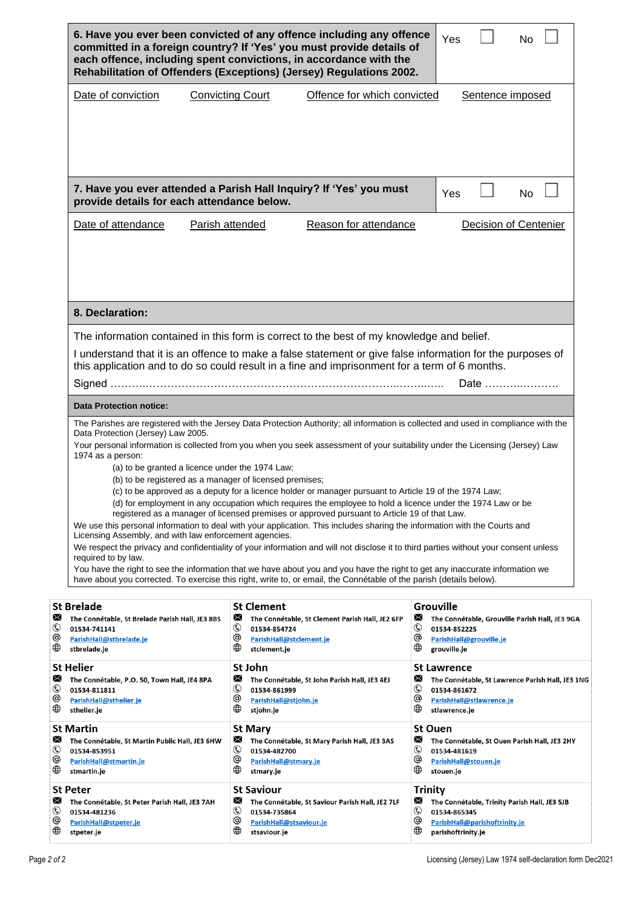**6. Have you ever been convicted of any offence including any offence committed in a foreign country? If 'Yes' you must provide details of each offence, including spent convictions, in accordance with the Rehabilitation of Offenders (Exceptions) (Jersey) Regulations 2002.**

Yes ☐ No ☐

| Date of conviction | Convicting Court | Offence for which convicted | Sentence imposed |
|---|---|---|---|
| | | | |

**7. Have you ever attended a Parish Hall Inquiry? If 'Yes' you must provide details for each attendance below.**

Yes ☐ No ☐

| Date of attendance | Parish attended | Reason for attendance | Decision of Centenier |
|---|---|---|---|
| | | | |

## 8. Declaration:

The information contained in this form is correct to the best of my knowledge and belief.

I understand that it is an offence to make a false statement or give false information for the purposes of this application and to do so could result in a fine and imprisonment for a term of 6 months.

Signed …………………………………………………………………………………………… Date ………………….

**Data Protection notice:**

The Parishes are registered with the Jersey Data Protection Authority; all information is collected and used in compliance with the Data Protection (Jersey) Law 2005.

Your personal information is collected from you when you seek assessment of your suitability under the Licensing (Jersey) Law 1974 as a person:

(a) to be granted a licence under the 1974 Law;
(b) to be registered as a manager of licensed premises;
(c) to be approved as a deputy for a licence holder or manager pursuant to Article 19 of the 1974 Law;
(d) for employment in any occupation which requires the employee to hold a licence under the 1974 Law or be registered as a manager of licensed premises or approved pursuant to Article 19 of that Law.

We use this personal information to deal with your application. This includes sharing the information with the Courts and Licensing Assembly, and with law enforcement agencies.

We respect the privacy and confidentiality of your information and will not disclose it to third parties without your consent unless required to by law.

You have the right to see the information that we have about you and you have the right to get any inaccurate information we have about you corrected. To exercise this right, write to, or email, the Connétable of the parish (details below).

| | | |
|---|---|---|
| **St Brelade**<br>The Connétable, St Brelade Parish Hall, JE3 8BS<br>01534-741141<br>ParishHall@stbrelade.je<br>stbrelade.je | **St Clement**<br>The Connétable, St Clement Parish Hall, JE2 6FP<br>01534-854724<br>ParishHall@stclement.je<br>stclement.je | **Grouville**<br>The Connétable, Grouville Parish Hall, JE3 9GA<br>01534-852225<br>ParishHall@grouville.je<br>grouville.je |
| **St Helier**<br>The Connétable, P.O. 50, Town Hall, JE4 8PA<br>01534-811811<br>ParishHall@sthelier.je<br>sthelier.je | **St John**<br>The Connétable, St John Parish Hall, JE3 4EJ<br>01534-861999<br>ParishHall@stjohn.je<br>stjohn.je | **St Lawrence**<br>The Connétable, St Lawrence Parish Hall, JE3 1NG<br>01534-861672<br>ParishHall@stlawrence.je<br>stlawrence.je |
| **St Martin**<br>The Connétable, St Martin Public Hall, JE3 6HW<br>01534-853951<br>ParishHall@stmartin.je<br>stmartin.je | **St Mary**<br>The Connétable, St Mary Parish Hall, JE3 3AS<br>01534-482700<br>ParishHall@stmary.je<br>stmary.je | **St Ouen**<br>The Connétable, St Ouen Parish Hall, JE3 2HY<br>01534-481619<br>ParishHall@stouen.je<br>stouen.je |
| **St Peter**<br>The Connétable, St Peter Parish Hall, JE3 7AH<br>01534-481236<br>ParishHall@stpeter.je<br>stpeter.je | **St Saviour**<br>The Connétable, St Saviour Parish Hall, JE2 7LF<br>01534-735864<br>ParishHall@stsaviour.je<br>stsaviour.je | **Trinity**<br>The Connétable, Trinity Parish Hall, JE3 5JB<br>01534-865345<br>ParishHall@parishoftrinity.je<br>parishoftrinity.je |